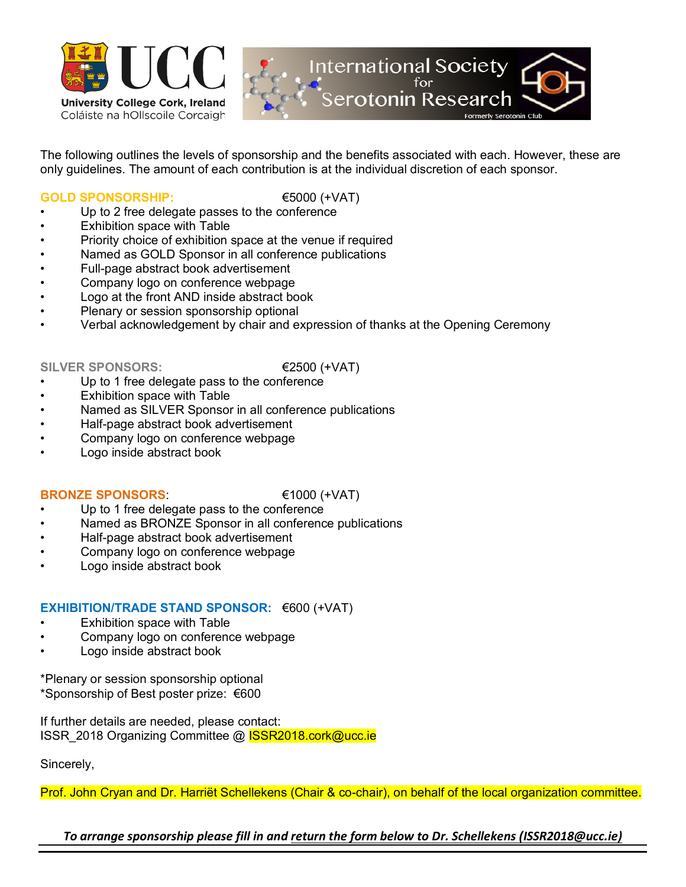University College Cork, Ireland
Coláiste na hOllscoile Corcaigh

International Society for Serotonin Research
Formerly Serotonin Club

The following outlines the levels of sponsorship and the benefits associated with each. However, these are only guidelines. The amount of each contribution is at the individual discretion of each sponsor.

**GOLD SPONSORSHIP:** €5000 (+VAT)

- Up to 2 free delegate passes to the conference
- Exhibition space with Table
- Priority choice of exhibition space at the venue if required
- Named as GOLD Sponsor in all conference publications
- Full-page abstract book advertisement
- Company logo on conference webpage
- Logo at the front AND inside abstract book
- Plenary or session sponsorship optional
- Verbal acknowledgement by chair and expression of thanks at the Opening Ceremony

**SILVER SPONSORS:** €2500 (+VAT)

- Up to 1 free delegate pass to the conference
- Exhibition space with Table
- Named as SILVER Sponsor in all conference publications
- Half-page abstract book advertisement
- Company logo on conference webpage
- Logo inside abstract book

**BRONZE SPONSORS**: €1000 (+VAT)

- Up to 1 free delegate pass to the conference
- Named as BRONZE Sponsor in all conference publications
- Half-page abstract book advertisement
- Company logo on conference webpage
- Logo inside abstract book

**EXHIBITION/TRADE STAND SPONSOR:** €600 (+VAT)

- Exhibition space with Table
- Company logo on conference webpage
- Logo inside abstract book

*Plenary or session sponsorship optional
*Sponsorship of Best poster prize: €600

If further details are needed, please contact:
ISSR_2018 Organizing Committee @ ISSR2018.cork@ucc.ie

Sincerely,

Prof. John Cryan and Dr. Harriët Schellekens (Chair & co-chair), on behalf of the local organization committee.

***To arrange sponsorship please fill in and return the form below to Dr. Schellekens (ISSR2018@ucc.ie)***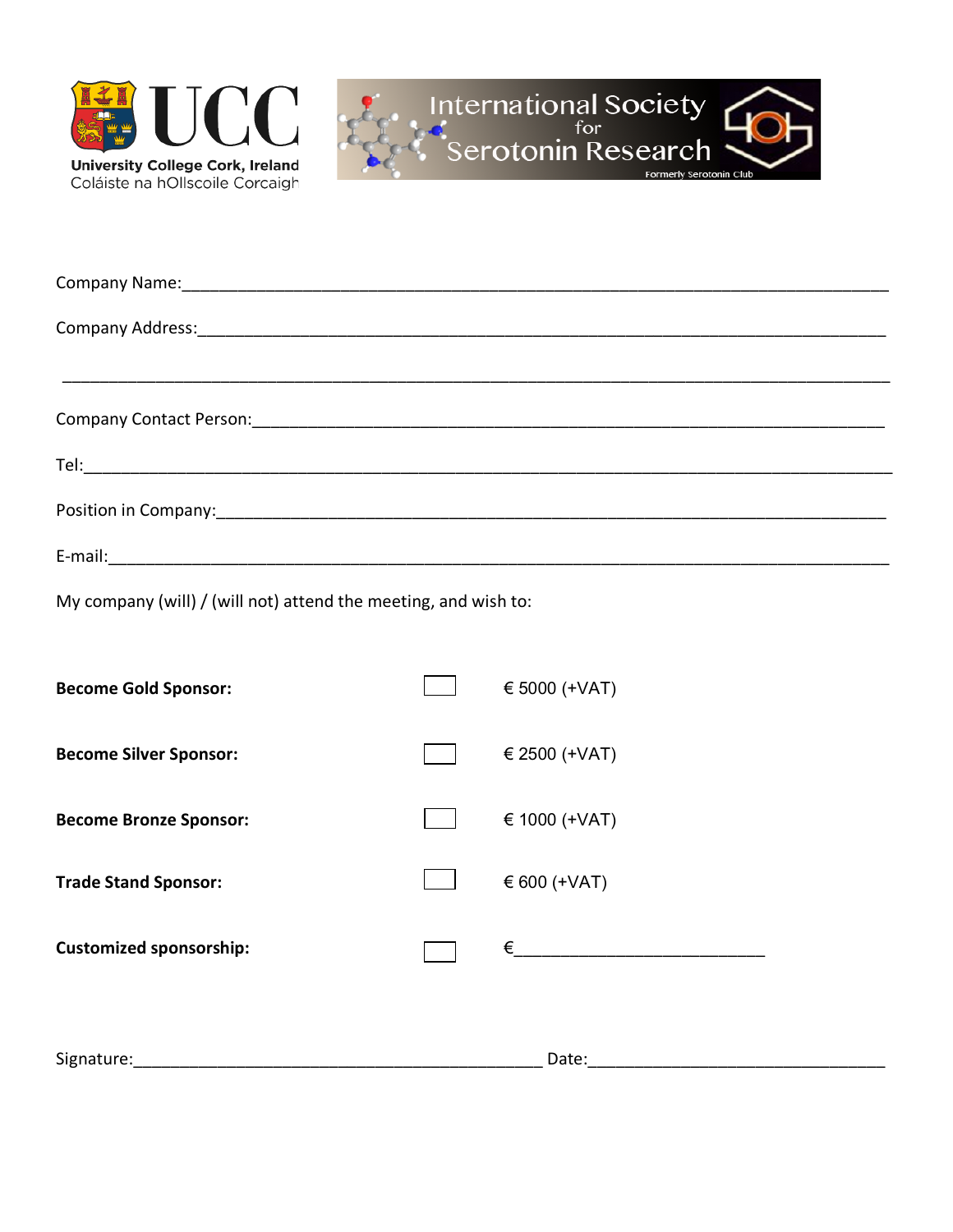University College Cork, Ireland
Coláiste na hOllscoile Corcaigh

International Society for Serotonin Research
Formerly Serotonin Club

Company Name:______________________________________________________________________________

Company Address:____________________________________________________________________________

_____________________________________________________________________________________________

Company Contact Person:______________________________________________________________________

Tel:_________________________________________________________________________________________

Position in Company:__________________________________________________________________________

E-mail:______________________________________________________________________________________

My company (will) / (will not) attend the meeting, and wish to:

| | | |
|---|---|---|
| **Become Gold Sponsor:** | ☐ | € 5000 (+VAT) |
| **Become Silver Sponsor:** | ☐ | € 2500 (+VAT) |
| **Become Bronze Sponsor:** | ☐ | € 1000 (+VAT) |
| **Trade Stand Sponsor:** | ☐ | € 600 (+VAT) |
| **Customized sponsorship:** | ☐ | €___________________________ |

Signature:_____________________________________________ Date:________________________________